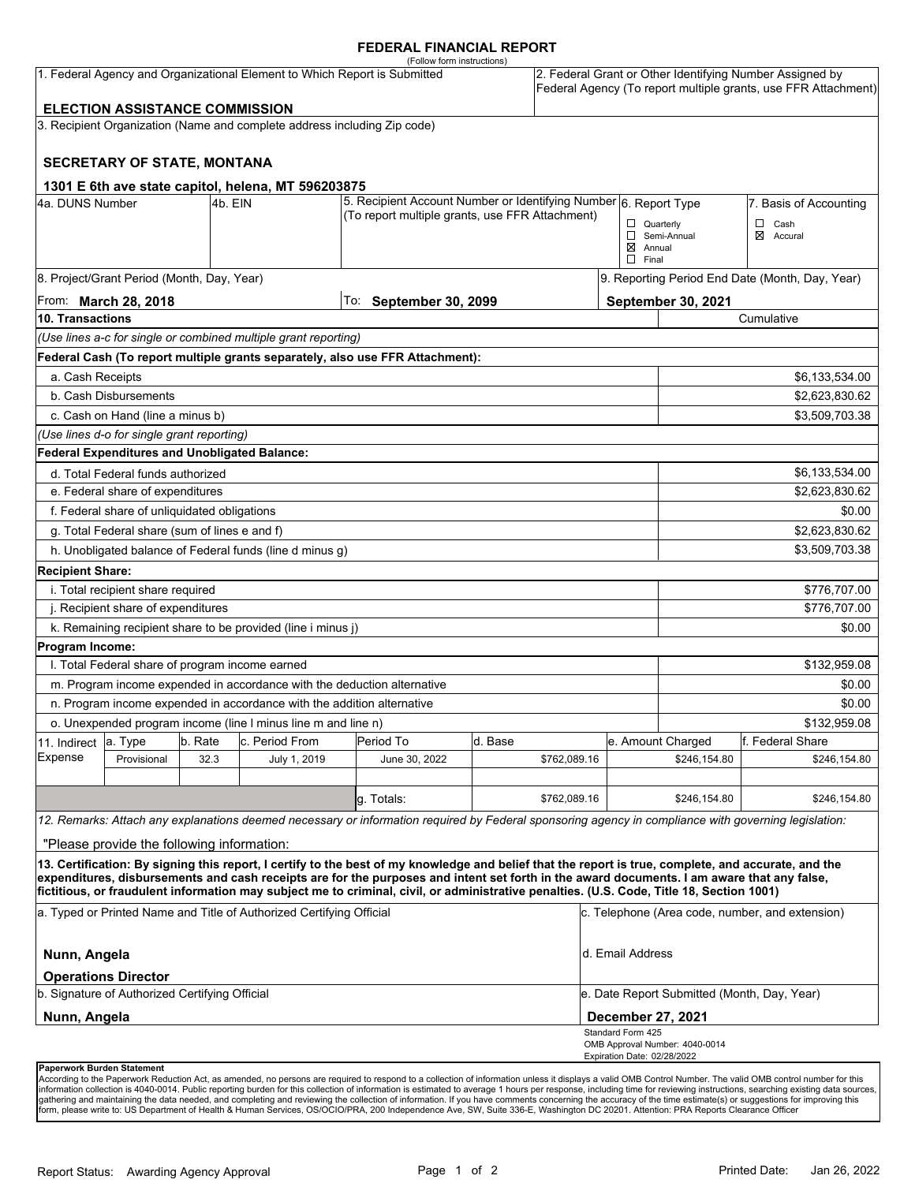# FEDERAL FINANCIAL REPORT

(Follow form instructions)

| | |
|---|---|
| 1. Federal Agency and Organizational Element to Which Report is Submitted<br><br>**ELECTION ASSISTANCE COMMISSION** | 2. Federal Grant or Other Identifying Number Assigned by Federal Agency (To report multiple grants, use FFR Attachment) |

3. Recipient Organization (Name and complete address including Zip code)

**SECRETARY OF STATE, MONTANA**

**1301 E 6th ave state capitol, helena, MT 596203875**

| 4a. DUNS Number | 4b. EIN | 5. Recipient Account Number or Identifying Number (To report multiple grants, use FFR Attachment) | 6. Report Type | 7. Basis of Accounting |
|---|---|---|---|---|
| | | | ☐ Quarterly<br>☐ Semi-Annual<br>☒ Annual<br>☐ Final | ☐ Cash<br>☒ Accural |

| 8. Project/Grant Period (Month, Day, Year) | | 9. Reporting Period End Date (Month, Day, Year) |
|---|---|---|
| From: **March 28, 2018** | To: **September 30, 2099** | **September 30, 2021** |

| 10. Transactions | Cumulative |
|---|---|
| *(Use lines a-c for single or combined multiple grant reporting)* | |
| **Federal Cash (To report multiple grants separately, also use FFR Attachment):** | |
| a. Cash Receipts | $6,133,534.00 |
| b. Cash Disbursements | $2,623,830.62 |
| c. Cash on Hand (line a minus b) | $3,509,703.38 |
| *(Use lines d-o for single grant reporting)* | |
| **Federal Expenditures and Unobligated Balance:** | |
| d. Total Federal funds authorized | $6,133,534.00 |
| e. Federal share of expenditures | $2,623,830.62 |
| f. Federal share of unliquidated obligations | $0.00 |
| g. Total Federal share (sum of lines e and f) | $2,623,830.62 |
| h. Unobligated balance of Federal funds (line d minus g) | $3,509,703.38 |
| **Recipient Share:** | |
| i. Total recipient share required | $776,707.00 |
| j. Recipient share of expenditures | $776,707.00 |
| k. Remaining recipient share to be provided (line i minus j) | $0.00 |
| **Program Income:** | |
| l. Total Federal share of program income earned | $132,959.08 |
| m. Program income expended in accordance with the deduction alternative | $0.00 |
| n. Program income expended in accordance with the addition alternative | $0.00 |
| o. Unexpended program income (line l minus line m and line n) | $132,959.08 |

| 11. Indirect Expense | a. Type | b. Rate | c. Period From | Period To | d. Base | e. Amount Charged | f. Federal Share |
|---|---|---|---|---|---|---|---|
| | Provisional | 32.3 | July 1, 2019 | June 30, 2022 | $762,089.16 | $246,154.80 | $246,154.80 |
| | | | | | | | |
| | | | | g. Totals: | $762,089.16 | $246,154.80 | $246,154.80 |

*12. Remarks: Attach any explanations deemed necessary or information required by Federal sponsoring agency in compliance with governing legislation:*

"Please provide the following information:

**13. Certification: By signing this report, I certify to the best of my knowledge and belief that the report is true, complete, and accurate, and the expenditures, disbursements and cash receipts are for the purposes and intent set forth in the award documents. I am aware that any false, fictitious, or fraudulent information may subject me to criminal, civil, or administrative penalties. (U.S. Code, Title 18, Section 1001)**

| | |
|---|---|
| a. Typed or Printed Name and Title of Authorized Certifying Official<br><br>**Nunn, Angela**<br>**Operations Director** | c. Telephone (Area code, number, and extension)<br><br>d. Email Address |
| b. Signature of Authorized Certifying Official<br><br>**Nunn, Angela** | e. Date Report Submitted (Month, Day, Year)<br><br>**December 27, 2021** |

Standard Form 425
OMB Approval Number: 4040-0014
Expiration Date: 02/28/2022

**Paperwork Burden Statement**

According to the Paperwork Reduction Act, as amended, no persons are required to respond to a collection of information unless it displays a valid OMB Control Number. The valid OMB control number for this information collection is 4040-0014. Public reporting burden for this collection of information is estimated to average 1 hours per response, including time for reviewing instructions, searching existing data sources, gathering and maintaining the data needed, and completing and reviewing the collection of information. If you have comments concerning the accuracy of the time estimate(s) or suggestions for improving this form, please write to: US Department of Health & Human Services, OS/OCIO/PRA, 200 Independence Ave, SW, Suite 336-E, Washington DC 20201. Attention: PRA Reports Clearance Officer

Report Status: Awarding Agency Approval

Printed Date: Jan 26, 2022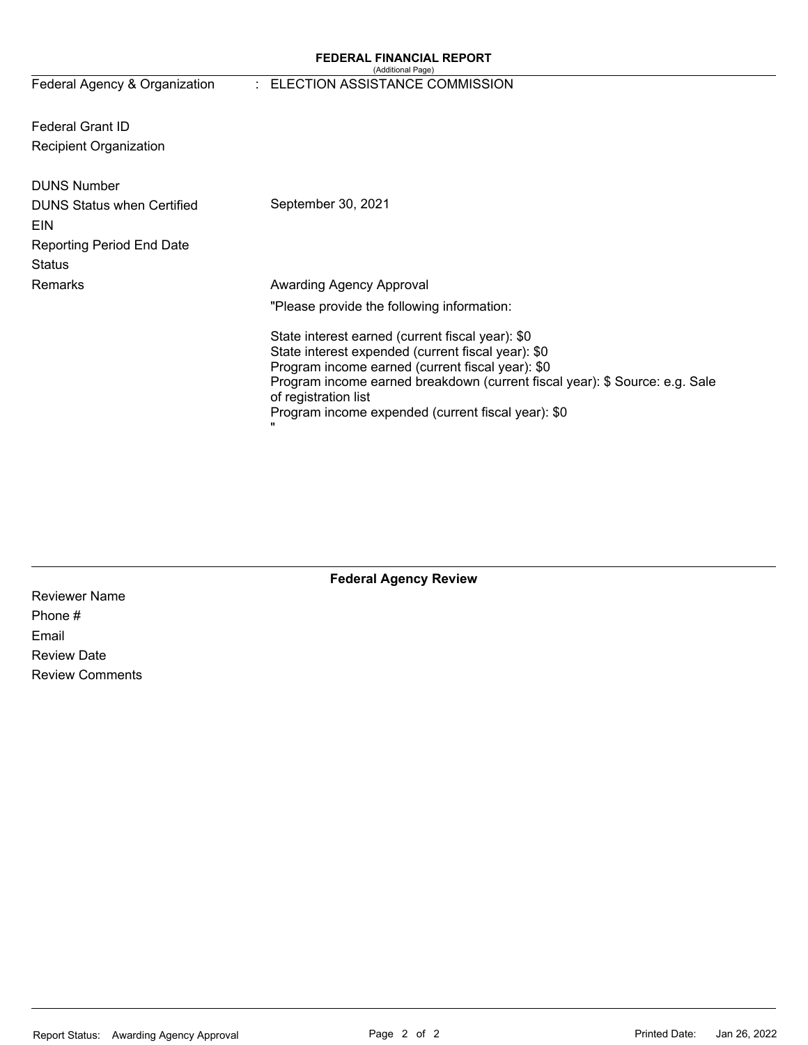# FEDERAL FINANCIAL REPORT

(Additional Page)

| | | |
|---|---|---|
| Federal Agency & Organization | : | ELECTION ASSISTANCE COMMISSION |
| Federal Grant ID | | |
| Recipient Organization | | |
| DUNS Number | | |
| DUNS Status when Certified | | September 30, 2021 |
| EIN | | |
| Reporting Period End Date | | |
| Status | | |
| Remarks | | Awarding Agency Approval |

"Please provide the following information:

State interest earned (current fiscal year): $0
State interest expended (current fiscal year): $0
Program income earned (current fiscal year): $0
Program income earned breakdown (current fiscal year): $ Source: e.g. Sale of registration list
Program income expended (current fiscal year): $0
"

## Federal Agency Review

Reviewer Name

Phone #

Email

Review Date

Review Comments

Report Status: Awarding Agency Approval

Printed Date: Jan 26, 2022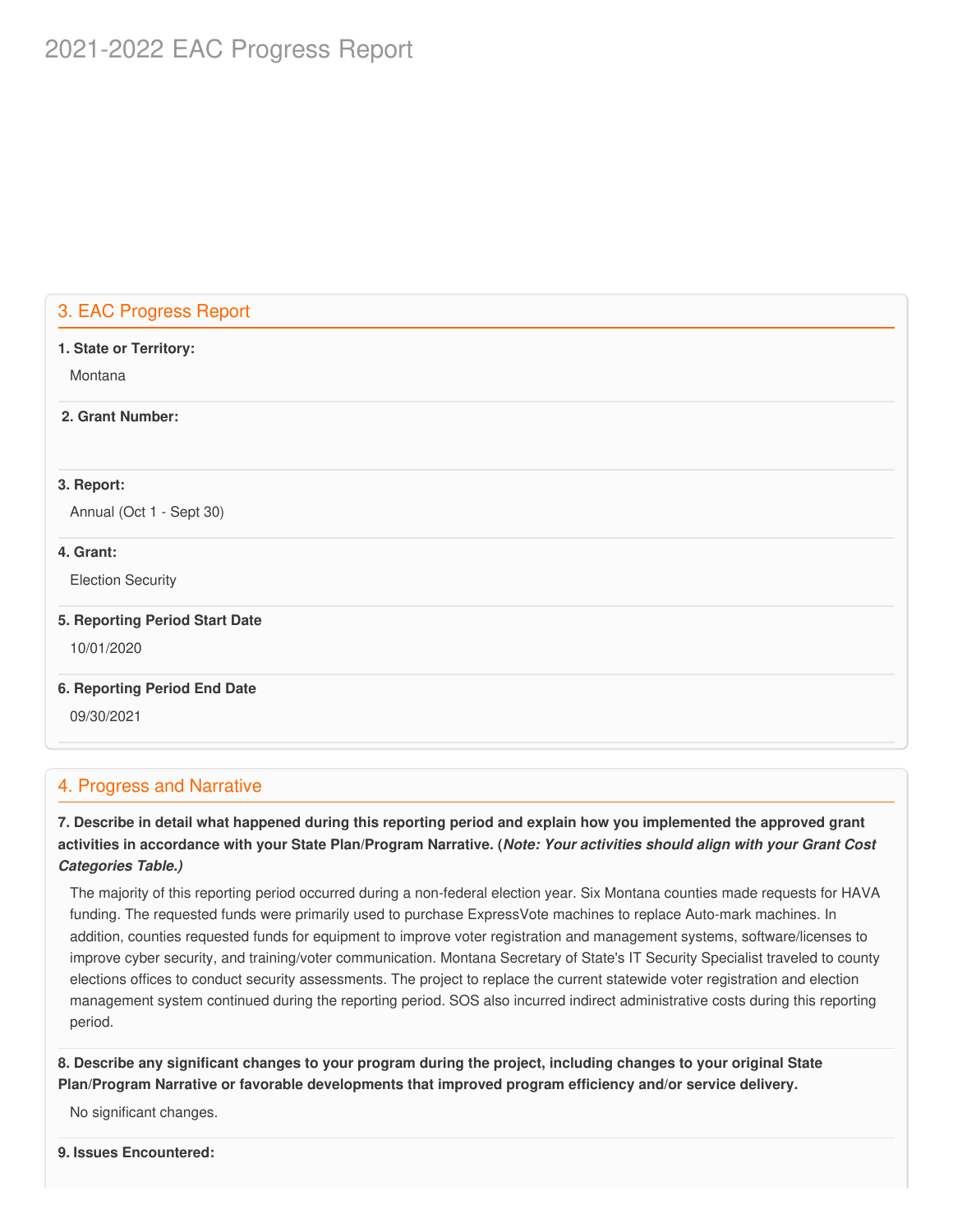# 2021-2022 EAC Progress Report

## 3. EAC Progress Report

**1. State or Territory:**

Montana

**2. Grant Number:**

**3. Report:**

Annual (Oct 1 - Sept 30)

**4. Grant:**

Election Security

**5. Reporting Period Start Date**

10/01/2020

**6. Reporting Period End Date**

09/30/2021

## 4. Progress and Narrative

**7. Describe in detail what happened during this reporting period and explain how you implemented the approved grant activities in accordance with your State Plan/Program Narrative. (*Note: Your activities should align with your Grant Cost Categories Table.)***

The majority of this reporting period occurred during a non-federal election year. Six Montana counties made requests for HAVA funding. The requested funds were primarily used to purchase ExpressVote machines to replace Auto-mark machines. In addition, counties requested funds for equipment to improve voter registration and management systems, software/licenses to improve cyber security, and training/voter communication. Montana Secretary of State's IT Security Specialist traveled to county elections offices to conduct security assessments. The project to replace the current statewide voter registration and election management system continued during the reporting period. SOS also incurred indirect administrative costs during this reporting period.

**8. Describe any significant changes to your program during the project, including changes to your original State Plan/Program Narrative or favorable developments that improved program efficiency and/or service delivery.**

No significant changes.

**9. Issues Encountered:**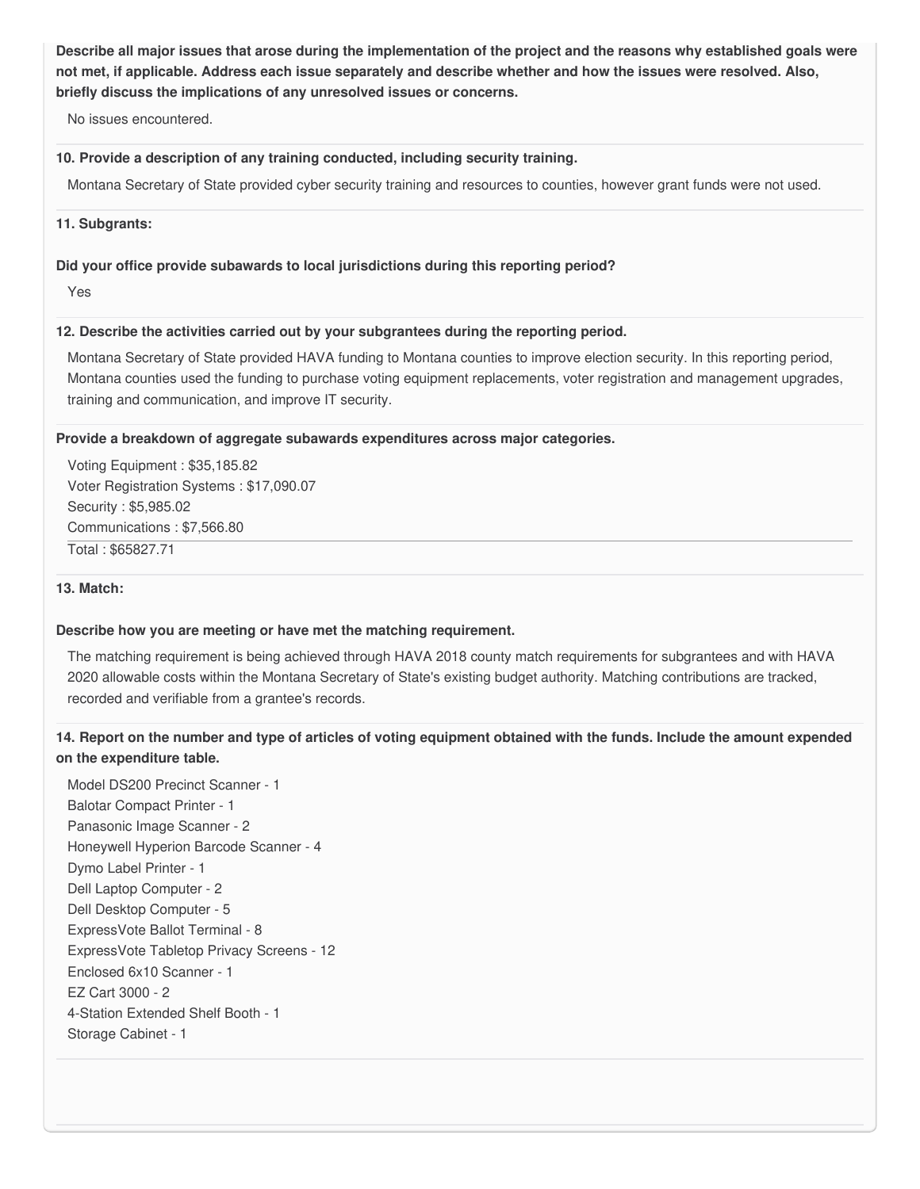**Describe all major issues that arose during the implementation of the project and the reasons why established goals were not met, if applicable. Address each issue separately and describe whether and how the issues were resolved. Also, briefly discuss the implications of any unresolved issues or concerns.**

No issues encountered.

**10. Provide a description of any training conducted, including security training.**

Montana Secretary of State provided cyber security training and resources to counties, however grant funds were not used.

**11. Subgrants:**

**Did your office provide subawards to local jurisdictions during this reporting period?**

Yes

**12. Describe the activities carried out by your subgrantees during the reporting period.**

Montana Secretary of State provided HAVA funding to Montana counties to improve election security. In this reporting period, Montana counties used the funding to purchase voting equipment replacements, voter registration and management upgrades, training and communication, and improve IT security.

**Provide a breakdown of aggregate subawards expenditures across major categories.**

Voting Equipment : $35,185.82
Voter Registration Systems : $17,090.07
Security : $5,985.02
Communications : $7,566.80

Total : $65827.71

**13. Match:**

**Describe how you are meeting or have met the matching requirement.**

The matching requirement is being achieved through HAVA 2018 county match requirements for subgrantees and with HAVA 2020 allowable costs within the Montana Secretary of State's existing budget authority. Matching contributions are tracked, recorded and verifiable from a grantee's records.

**14. Report on the number and type of articles of voting equipment obtained with the funds. Include the amount expended on the expenditure table.**

Model DS200 Precinct Scanner - 1
Balotar Compact Printer - 1
Panasonic Image Scanner - 2
Honeywell Hyperion Barcode Scanner - 4
Dymo Label Printer - 1
Dell Laptop Computer - 2
Dell Desktop Computer - 5
ExpressVote Ballot Terminal - 8
ExpressVote Tabletop Privacy Screens - 12
Enclosed 6x10 Scanner - 1
EZ Cart 3000 - 2
4-Station Extended Shelf Booth - 1
Storage Cabinet - 1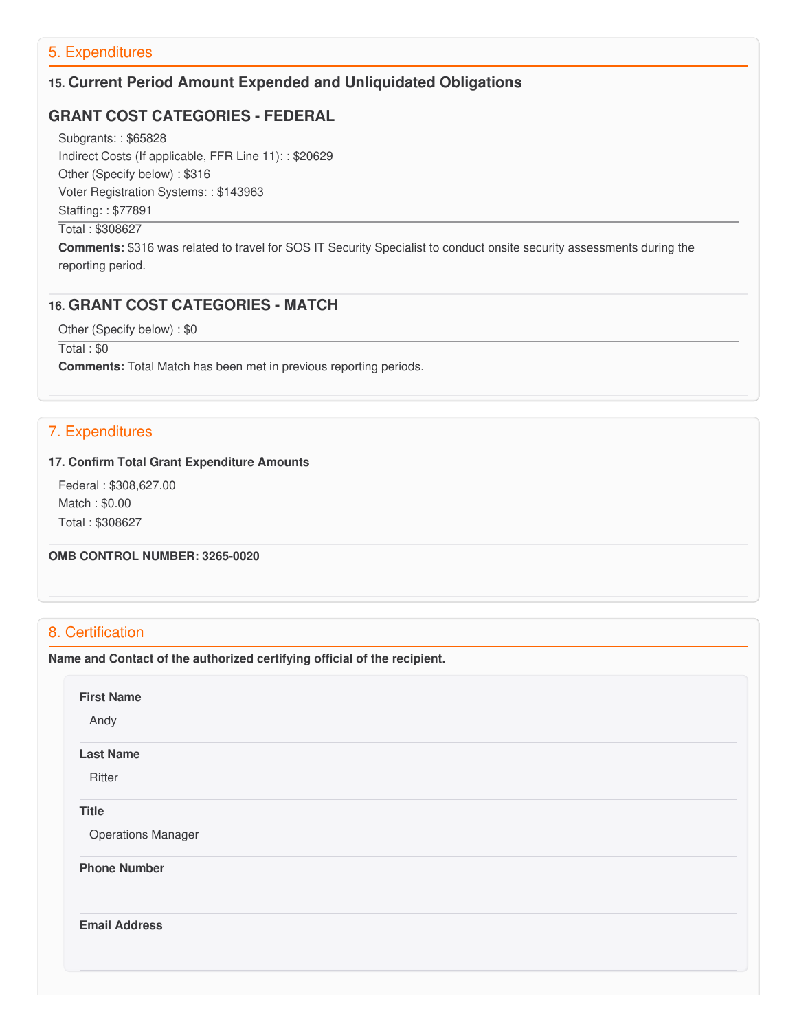## 5. Expenditures

### 15. Current Period Amount Expended and Unliquidated Obligations

### GRANT COST CATEGORIES - FEDERAL

Subgrants: : $65828
Indirect Costs (If applicable, FFR Line 11): : $20629
Other (Specify below) : $316
Voter Registration Systems: : $143963
Staffing: : $77891

Total : $308627

**Comments:** $316 was related to travel for SOS IT Security Specialist to conduct onsite security assessments during the reporting period.

### 16. GRANT COST CATEGORIES - MATCH

Other (Specify below) : $0

Total : $0

**Comments:** Total Match has been met in previous reporting periods.

## 7. Expenditures

**17. Confirm Total Grant Expenditure Amounts**

Federal : $308,627.00
Match : $0.00

Total : $308627

**OMB CONTROL NUMBER: 3265-0020**

## 8. Certification

**Name and Contact of the authorized certifying official of the recipient.**

**First Name**

Andy

**Last Name**

Ritter

**Title**

Operations Manager

**Phone Number**

**Email Address**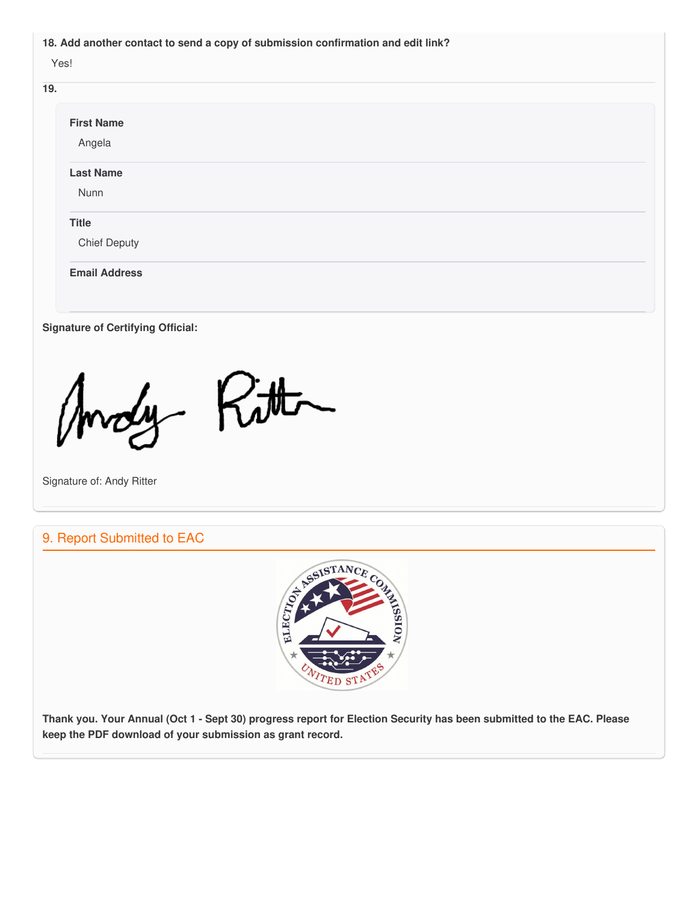**18. Add another contact to send a copy of submission confirmation and edit link?**

Yes!

**19.**

**First Name**

Angela

**Last Name**

Nunn

**Title**

Chief Deputy

**Email Address**

**Signature of Certifying Official:**

Signature of: Andy Ritter

## 9. Report Submitted to EAC

**Thank you. Your Annual (Oct 1 - Sept 30) progress report for Election Security has been submitted to the EAC. Please keep the PDF download of your submission as grant record.**